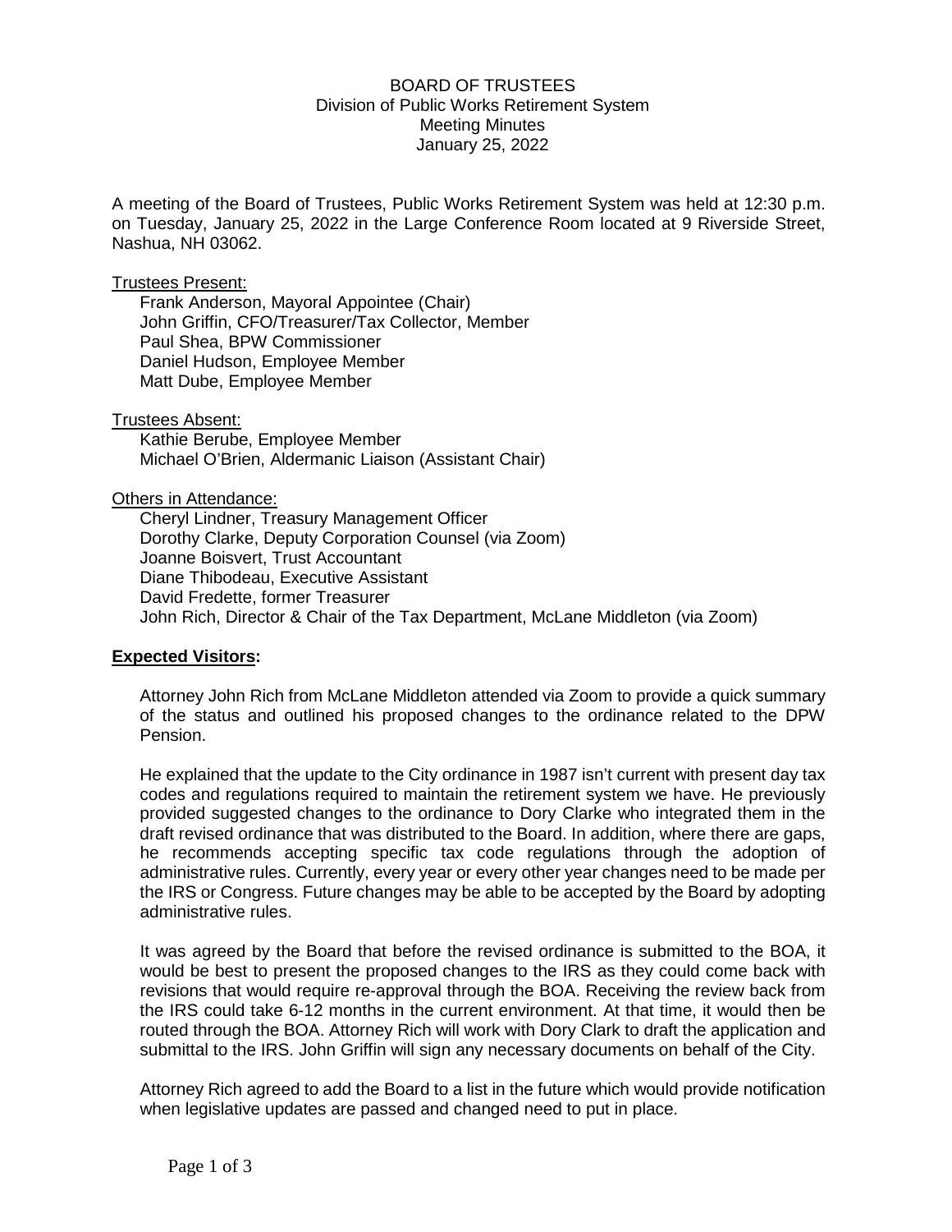# BOARD OF TRUSTEES
## Division of Public Works Retirement System
### Meeting Minutes
### January 25, 2022

A meeting of the Board of Trustees, Public Works Retirement System was held at 12:30 p.m. on Tuesday, January 25, 2022 in the Large Conference Room located at 9 Riverside Street, Nashua, NH 03062.

Trustees Present:

Frank Anderson, Mayoral Appointee (Chair)
John Griffin, CFO/Treasurer/Tax Collector, Member
Paul Shea, BPW Commissioner
Daniel Hudson, Employee Member
Matt Dube, Employee Member

Trustees Absent:

Kathie Berube, Employee Member
Michael O'Brien, Aldermanic Liaison (Assistant Chair)

Others in Attendance:

Cheryl Lindner, Treasury Management Officer
Dorothy Clarke, Deputy Corporation Counsel (via Zoom)
Joanne Boisvert, Trust Accountant
Diane Thibodeau, Executive Assistant
David Fredette, former Treasurer
John Rich, Director & Chair of the Tax Department, McLane Middleton (via Zoom)

**Expected Visitors:**

Attorney John Rich from McLane Middleton attended via Zoom to provide a quick summary of the status and outlined his proposed changes to the ordinance related to the DPW Pension.

He explained that the update to the City ordinance in 1987 isn't current with present day tax codes and regulations required to maintain the retirement system we have. He previously provided suggested changes to the ordinance to Dory Clarke who integrated them in the draft revised ordinance that was distributed to the Board. In addition, where there are gaps, he recommends accepting specific tax code regulations through the adoption of administrative rules. Currently, every year or every other year changes need to be made per the IRS or Congress. Future changes may be able to be accepted by the Board by adopting administrative rules.

It was agreed by the Board that before the revised ordinance is submitted to the BOA, it would be best to present the proposed changes to the IRS as they could come back with revisions that would require re-approval through the BOA. Receiving the review back from the IRS could take 6-12 months in the current environment. At that time, it would then be routed through the BOA. Attorney Rich will work with Dory Clark to draft the application and submittal to the IRS. John Griffin will sign any necessary documents on behalf of the City.

Attorney Rich agreed to add the Board to a list in the future which would provide notification when legislative updates are passed and changed need to put in place.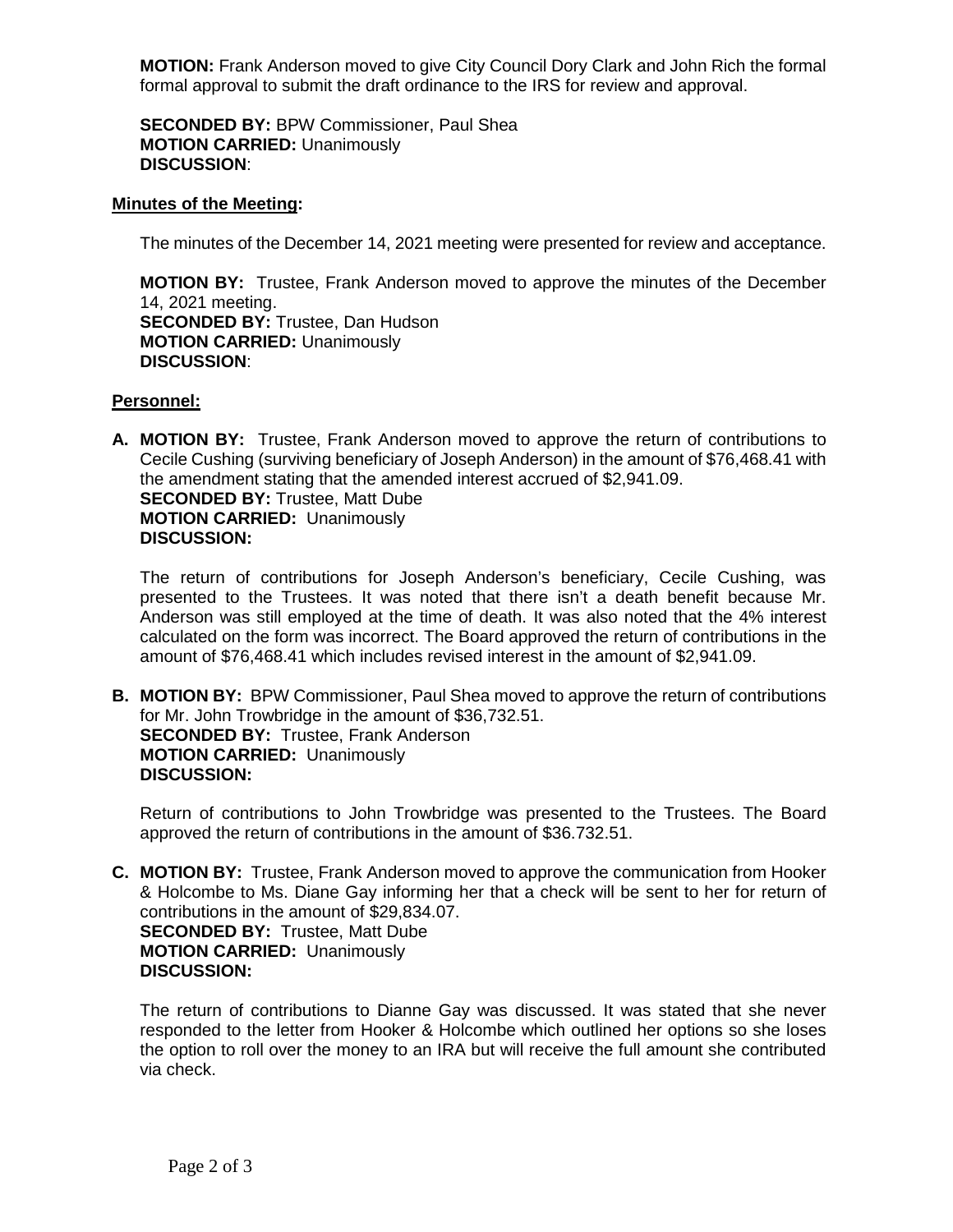**MOTION:** Frank Anderson moved to give City Council Dory Clark and John Rich the formal formal approval to submit the draft ordinance to the IRS for review and approval.

**SECONDED BY:** BPW Commissioner, Paul Shea
**MOTION CARRIED:** Unanimously
**DISCUSSION**:

**Minutes of the Meeting:**

The minutes of the December 14, 2021 meeting were presented for review and acceptance.

**MOTION BY:** Trustee, Frank Anderson moved to approve the minutes of the December 14, 2021 meeting.
**SECONDED BY:** Trustee, Dan Hudson
**MOTION CARRIED:** Unanimously
**DISCUSSION**:

**Personnel:**

**A. MOTION BY:** Trustee, Frank Anderson moved to approve the return of contributions to Cecile Cushing (surviving beneficiary of Joseph Anderson) in the amount of $76,468.41 with the amendment stating that the amended interest accrued of $2,941.09.
**SECONDED BY:** Trustee, Matt Dube
**MOTION CARRIED:** Unanimously
**DISCUSSION:**

The return of contributions for Joseph Anderson's beneficiary, Cecile Cushing, was presented to the Trustees. It was noted that there isn't a death benefit because Mr. Anderson was still employed at the time of death. It was also noted that the 4% interest calculated on the form was incorrect. The Board approved the return of contributions in the amount of $76,468.41 which includes revised interest in the amount of $2,941.09.

**B. MOTION BY:** BPW Commissioner, Paul Shea moved to approve the return of contributions for Mr. John Trowbridge in the amount of $36,732.51.
**SECONDED BY:** Trustee, Frank Anderson
**MOTION CARRIED:** Unanimously
**DISCUSSION:**

Return of contributions to John Trowbridge was presented to the Trustees. The Board approved the return of contributions in the amount of $36.732.51.

**C. MOTION BY:** Trustee, Frank Anderson moved to approve the communication from Hooker & Holcombe to Ms. Diane Gay informing her that a check will be sent to her for return of contributions in the amount of $29,834.07.
**SECONDED BY:** Trustee, Matt Dube
**MOTION CARRIED:** Unanimously
**DISCUSSION:**

The return of contributions to Dianne Gay was discussed. It was stated that she never responded to the letter from Hooker & Holcombe which outlined her options so she loses the option to roll over the money to an IRA but will receive the full amount she contributed via check.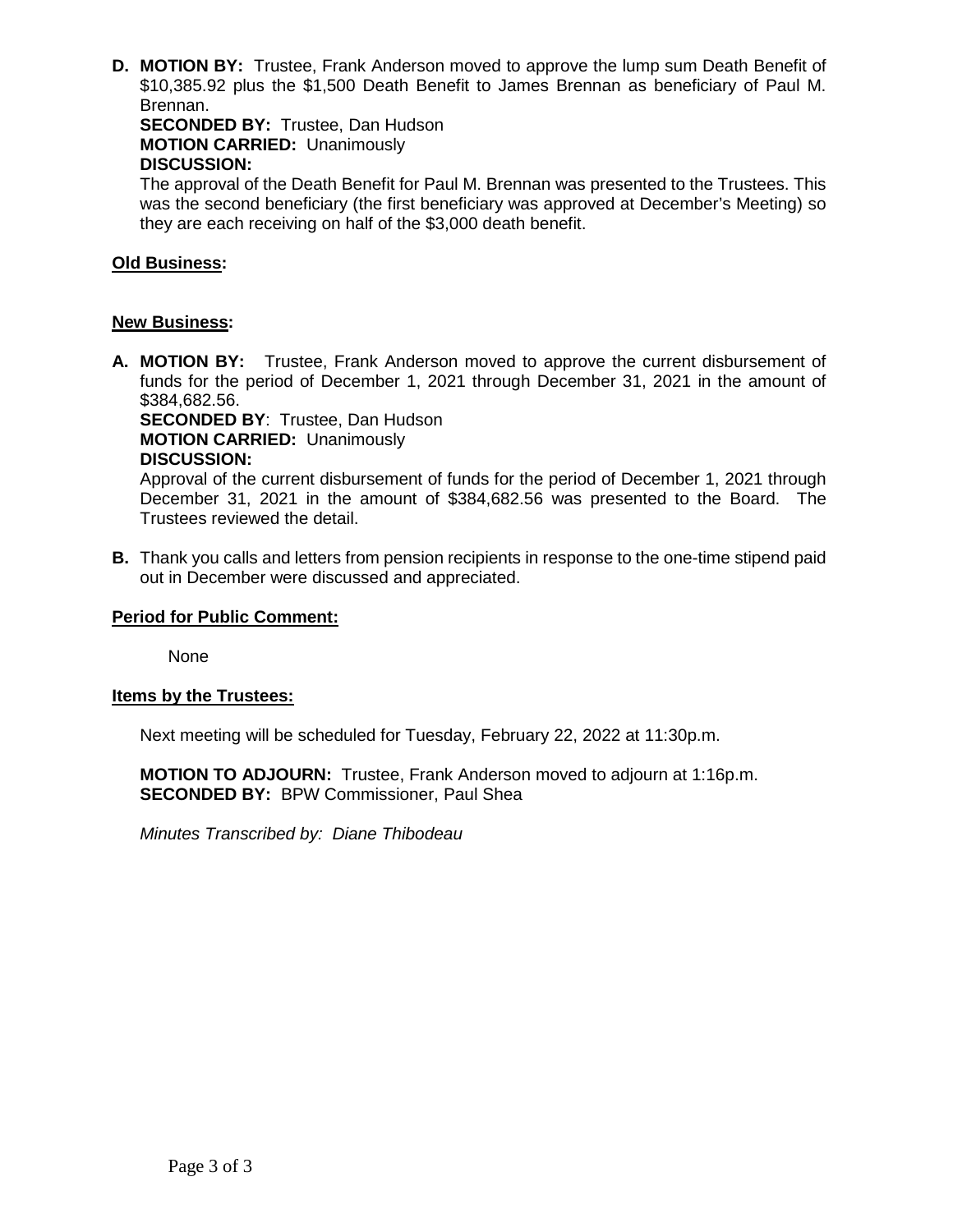**D. MOTION BY:** Trustee, Frank Anderson moved to approve the lump sum Death Benefit of $10,385.92 plus the $1,500 Death Benefit to James Brennan as beneficiary of Paul M. Brennan.
**SECONDED BY:** Trustee, Dan Hudson
**MOTION CARRIED:** Unanimously
**DISCUSSION:**
The approval of the Death Benefit for Paul M. Brennan was presented to the Trustees. This was the second beneficiary (the first beneficiary was approved at December's Meeting) so they are each receiving on half of the $3,000 death benefit.

**Old Business:**

**New Business:**

**A. MOTION BY:** Trustee, Frank Anderson moved to approve the current disbursement of funds for the period of December 1, 2021 through December 31, 2021 in the amount of $384,682.56.
**SECONDED BY**: Trustee, Dan Hudson
**MOTION CARRIED:** Unanimously
**DISCUSSION:**
Approval of the current disbursement of funds for the period of December 1, 2021 through December 31, 2021 in the amount of $384,682.56 was presented to the Board. The Trustees reviewed the detail.

**B.** Thank you calls and letters from pension recipients in response to the one-time stipend paid out in December were discussed and appreciated.

**Period for Public Comment:**

None

**Items by the Trustees:**

Next meeting will be scheduled for Tuesday, February 22, 2022 at 11:30p.m.

**MOTION TO ADJOURN:** Trustee, Frank Anderson moved to adjourn at 1:16p.m.
**SECONDED BY:** BPW Commissioner, Paul Shea

*Minutes Transcribed by: Diane Thibodeau*